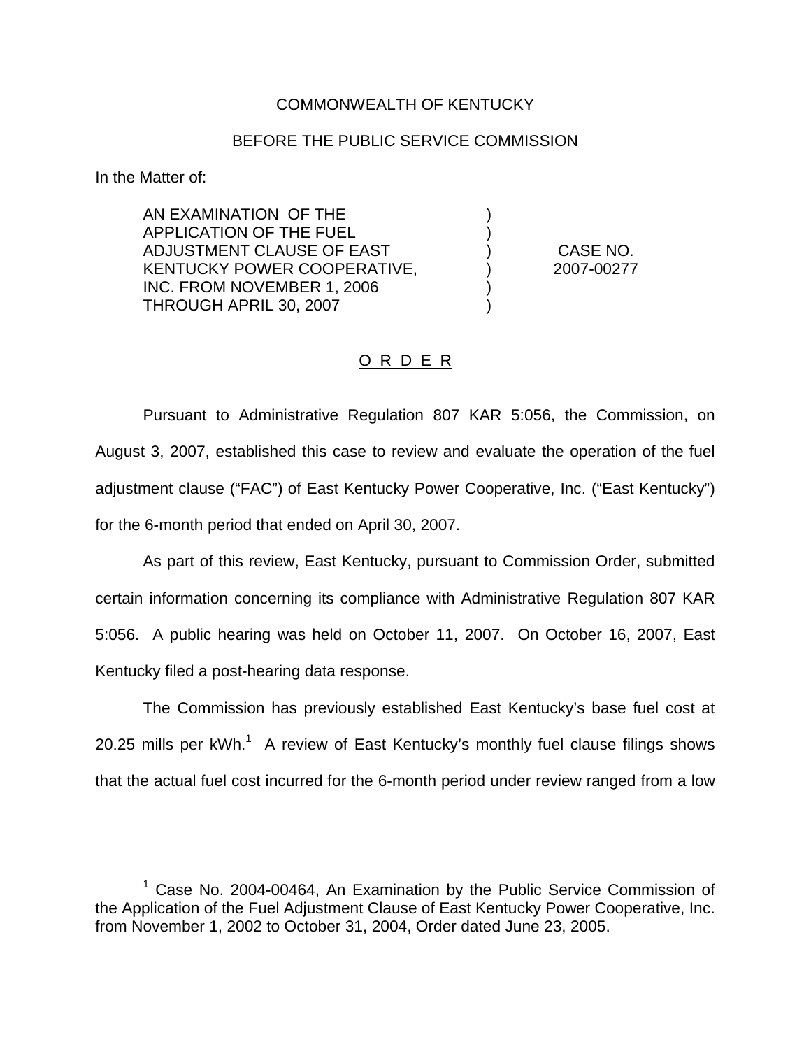COMMONWEALTH OF KENTUCKY

BEFORE THE PUBLIC SERVICE COMMISSION

In the Matter of:

| | | |
|---|---|---|
| AN EXAMINATION OF THE APPLICATION OF THE FUEL ADJUSTMENT CLAUSE OF EAST KENTUCKY POWER COOPERATIVE, INC. FROM NOVEMBER 1, 2006 THROUGH APRIL 30, 2007 | ) | CASE NO. 2007-00277 |

## O R D E R

Pursuant to Administrative Regulation 807 KAR 5:056, the Commission, on August 3, 2007, established this case to review and evaluate the operation of the fuel adjustment clause ("FAC") of East Kentucky Power Cooperative, Inc. ("East Kentucky") for the 6-month period that ended on April 30, 2007.

As part of this review, East Kentucky, pursuant to Commission Order, submitted certain information concerning its compliance with Administrative Regulation 807 KAR 5:056. A public hearing was held on October 11, 2007. On October 16, 2007, East Kentucky filed a post-hearing data response.

The Commission has previously established East Kentucky's base fuel cost at 20.25 mills per kWh.[1] A review of East Kentucky's monthly fuel clause filings shows that the actual fuel cost incurred for the 6-month period under review ranged from a low

[1] Case No. 2004-00464, An Examination by the Public Service Commission of the Application of the Fuel Adjustment Clause of East Kentucky Power Cooperative, Inc. from November 1, 2002 to October 31, 2004, Order dated June 23, 2005.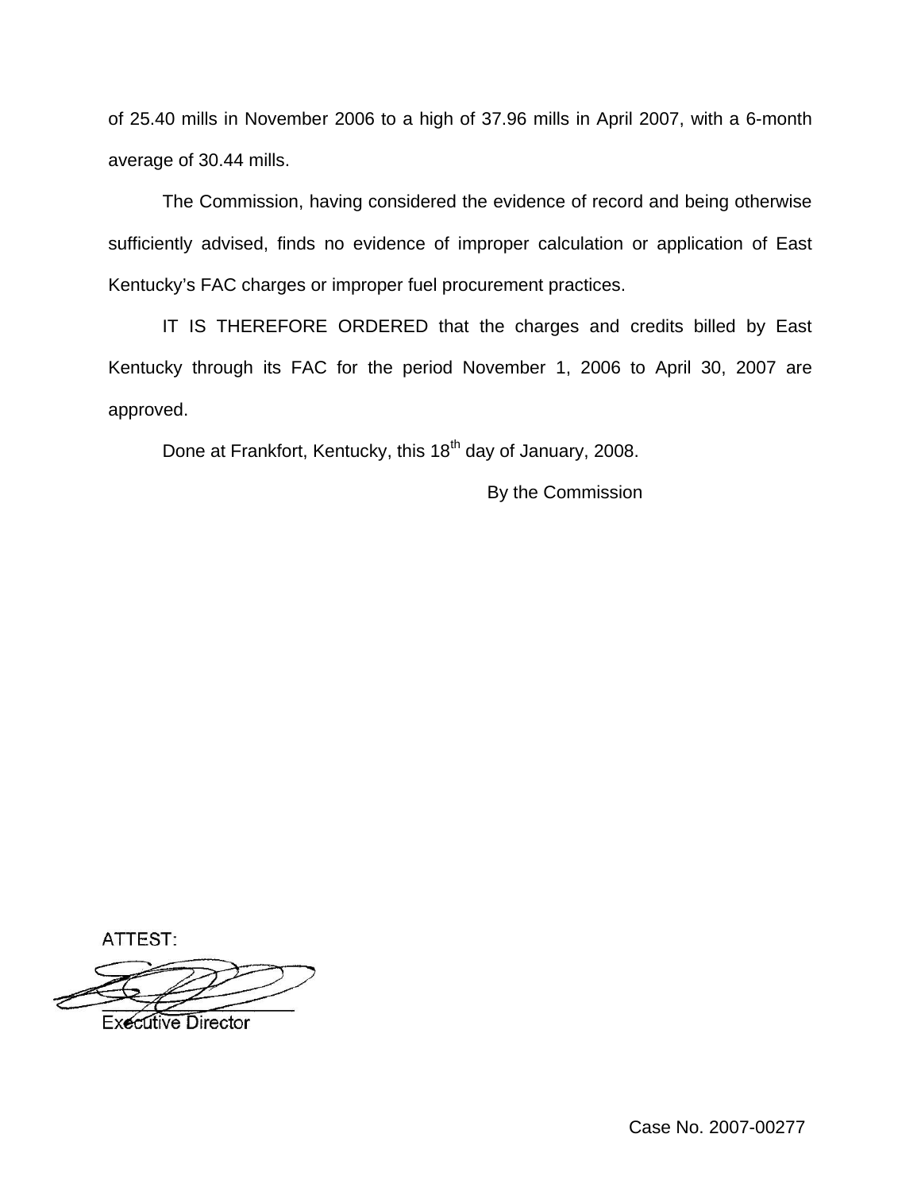of 25.40 mills in November 2006 to a high of 37.96 mills in April 2007, with a 6-month average of 30.44 mills.

The Commission, having considered the evidence of record and being otherwise sufficiently advised, finds no evidence of improper calculation or application of East Kentucky's FAC charges or improper fuel procurement practices.

IT IS THEREFORE ORDERED that the charges and credits billed by East Kentucky through its FAC for the period November 1, 2006 to April 30, 2007 are approved.

Done at Frankfort, Kentucky, this 18th day of January, 2008.

By the Commission

ATTEST:

Executive Director

Case No. 2007-00277